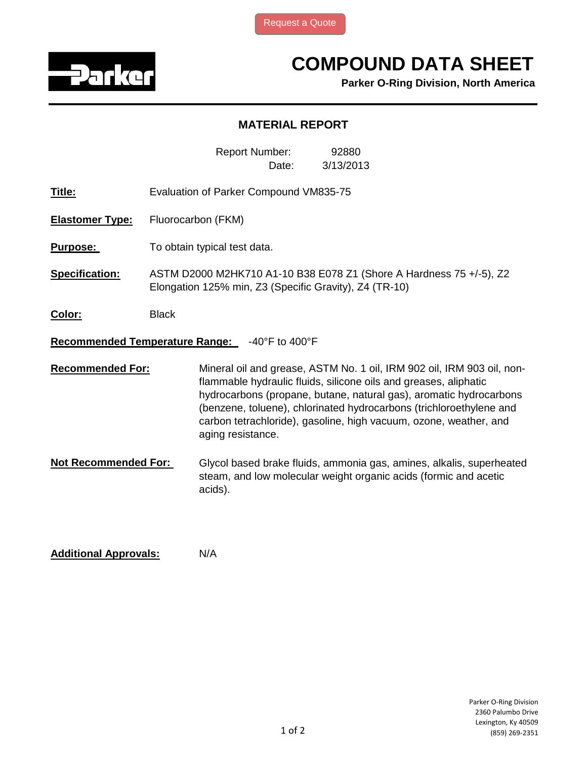Request a Quote

Parker

# COMPOUND DATA SHEET

**Parker O-Ring Division, North America**

## MATERIAL REPORT

Report Number: 92880
Date: 3/13/2013

**Title:** Evaluation of Parker Compound VM835-75

**Elastomer Type:** Fluorocarbon (FKM)

**Purpose:** To obtain typical test data.

**Specification:** ASTM D2000 M2HK710 A1-10 B38 E078 Z1 (Shore A Hardness 75 +/-5), Z2 Elongation 125% min, Z3 (Specific Gravity), Z4 (TR-10)

**Color:** Black

**Recommended Temperature Range:** -40°F to 400°F

**Recommended For:** Mineral oil and grease, ASTM No. 1 oil, IRM 902 oil, IRM 903 oil, non-flammable hydraulic fluids, silicone oils and greases, aliphatic hydrocarbons (propane, butane, natural gas), aromatic hydrocarbons (benzene, toluene), chlorinated hydrocarbons (trichloroethylene and carbon tetrachloride), gasoline, high vacuum, ozone, weather, and aging resistance.

**Not Recommended For:** Glycol based brake fluids, ammonia gas, amines, alkalis, superheated steam, and low molecular weight organic acids (formic and acetic acids).

**Additional Approvals:** N/A

Parker O-Ring Division
2360 Palumbo Drive
Lexington, Ky 40509
(859) 269-2351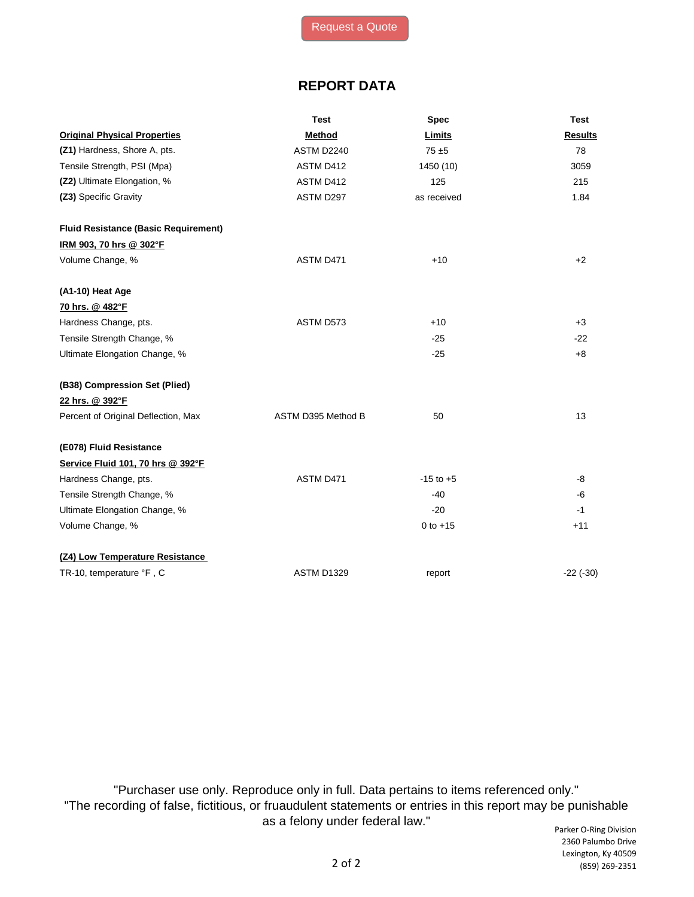Request a Quote

# REPORT DATA

| Original Physical Properties | Test Method | Spec Limits | Test Results |
|---|---|---|---|
| **(Z1)** Hardness, Shore A, pts. | ASTM D2240 | 75 ±5 | 78 |
| Tensile Strength, PSI (Mpa) | ASTM D412 | 1450 (10) | 3059 |
| **(Z2)** Ultimate Elongation, % | ASTM D412 | 125 | 215 |
| **(Z3)** Specific Gravity | ASTM D297 | as received | 1.84 |
| **Fluid Resistance (Basic Requirement)** | | | |
| **IRM 903, 70 hrs @ 302°F** | | | |
| Volume Change, % | ASTM D471 | +10 | +2 |
| **(A1-10) Heat Age** | | | |
| **70 hrs. @ 482°F** | | | |
| Hardness Change, pts. | ASTM D573 | +10 | +3 |
| Tensile Strength Change, % | | -25 | -22 |
| Ultimate Elongation Change, % | | -25 | +8 |
| **(B38) Compression Set (Plied)** | | | |
| **22 hrs. @ 392°F** | | | |
| Percent of Original Deflection, Max | ASTM D395 Method B | 50 | 13 |
| **(E078) Fluid Resistance** | | | |
| **Service Fluid 101, 70 hrs @ 392°F** | | | |
| Hardness Change, pts. | ASTM D471 | -15 to +5 | -8 |
| Tensile Strength Change, % | | -40 | -6 |
| Ultimate Elongation Change, % | | -20 | -1 |
| Volume Change, % | | 0 to +15 | +11 |
| **(Z4) Low Temperature Resistance** | | | |
| TR-10, temperature °F , C | ASTM D1329 | report | -22 (-30) |

"Purchaser use only. Reproduce only in full. Data pertains to items referenced only."
"The recording of false, fictitious, or fruaudulent statements or entries in this report may be punishable as a felony under federal law."

Parker O-Ring Division
2360 Palumbo Drive
Lexington, Ky 40509
(859) 269-2351